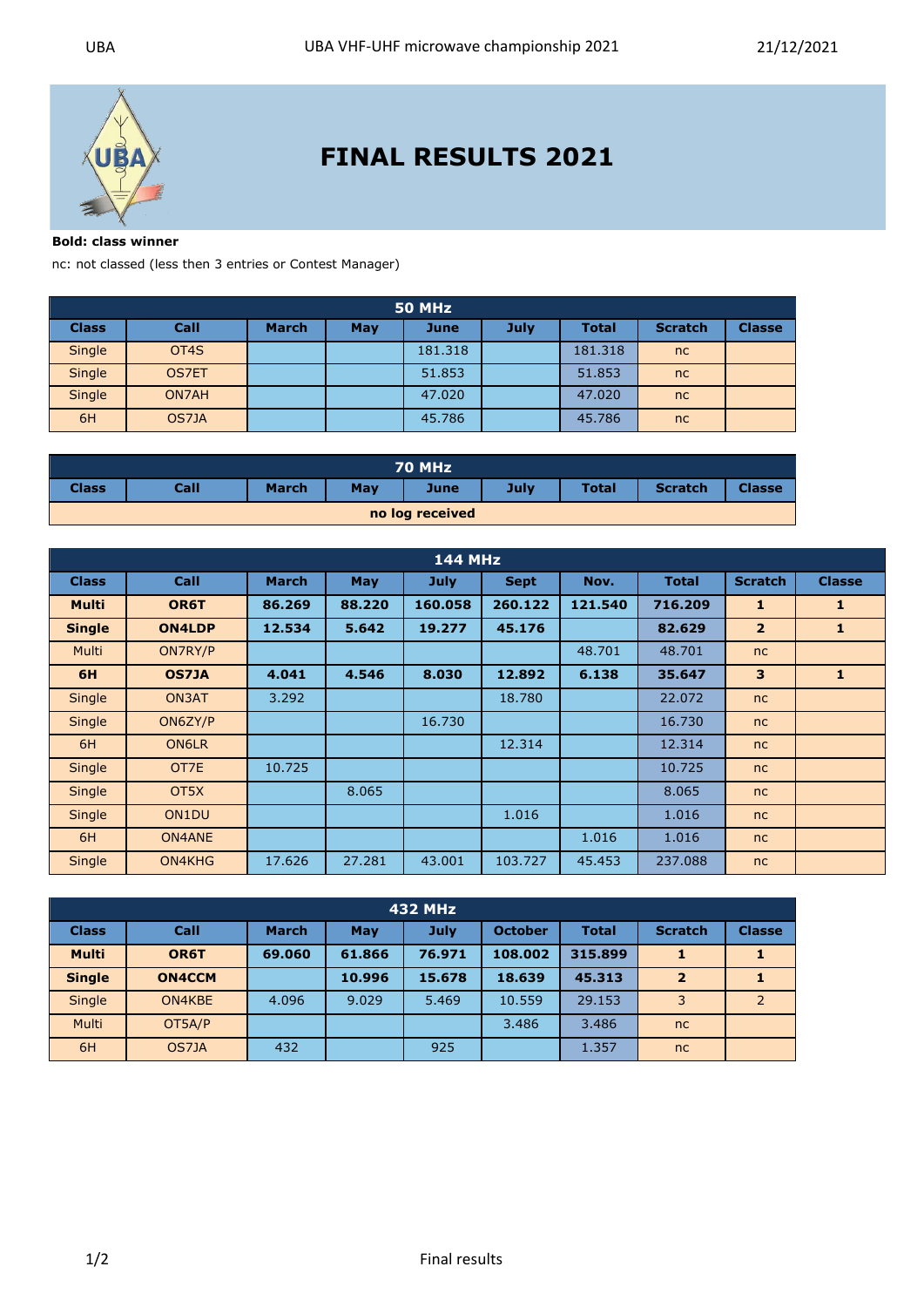# FINAL RESULTS 2021

**Bold: class winner**

nc: not classed (less then 3 entries or Contest Manager)

| 50 MHz | | | | | | | | |
|---|---|---|---|---|---|---|---|---|
| **Class** | **Call** | **March** | **May** | **June** | **July** | **Total** | **Scratch** | **Classe** |
| Single | OT4S | | | 181.318 | | 181.318 | nc | |
| Single | OS7ET | | | 51.853 | | 51.853 | nc | |
| Single | ON7AH | | | 47.020 | | 47.020 | nc | |
| 6H | OS7JA | | | 45.786 | | 45.786 | nc | |

| 70 MHz | | | | | | | | |
|---|---|---|---|---|---|---|---|---|
| **Class** | **Call** | **March** | **May** | **June** | **July** | **Total** | **Scratch** | **Classe** |
| **no log received** | | | | | | | | |

| 144 MHz | | | | | | | | | |
|---|---|---|---|---|---|---|---|---|---|
| **Class** | **Call** | **March** | **May** | **July** | **Sept** | **Nov.** | **Total** | **Scratch** | **Classe** |
| **Multi** | **OR6T** | **86.269** | **88.220** | **160.058** | **260.122** | **121.540** | **716.209** | **1** | **1** |
| **Single** | **ON4LDP** | **12.534** | **5.642** | **19.277** | **45.176** | | **82.629** | **2** | **1** |
| Multi | ON7RY/P | | | | | 48.701 | 48.701 | nc | |
| **6H** | **OS7JA** | **4.041** | **4.546** | **8.030** | **12.892** | **6.138** | **35.647** | **3** | **1** |
| Single | ON3AT | 3.292 | | | 18.780 | | 22.072 | nc | |
| Single | ON6ZY/P | | | 16.730 | | | 16.730 | nc | |
| 6H | ON6LR | | | | 12.314 | | 12.314 | nc | |
| Single | OT7E | 10.725 | | | | | 10.725 | nc | |
| Single | OT5X | | 8.065 | | | | 8.065 | nc | |
| Single | ON1DU | | | | 1.016 | | 1.016 | nc | |
| 6H | ON4ANE | | | | | 1.016 | 1.016 | nc | |
| Single | ON4KHG | 17.626 | 27.281 | 43.001 | 103.727 | 45.453 | 237.088 | nc | |

| 432 MHz | | | | | | | | |
|---|---|---|---|---|---|---|---|---|
| **Class** | **Call** | **March** | **May** | **July** | **October** | **Total** | **Scratch** | **Classe** |
| **Multi** | **OR6T** | **69.060** | **61.866** | **76.971** | **108.002** | **315.899** | **1** | **1** |
| **Single** | **ON4CCM** | | **10.996** | **15.678** | **18.639** | **45.313** | **2** | **1** |
| Single | ON4KBE | 4.096 | 9.029 | 5.469 | 10.559 | 29.153 | 3 | 2 |
| Multi | OT5A/P | | | | 3.486 | 3.486 | nc | |
| 6H | OS7JA | 432 | | 925 | | 1.357 | nc | |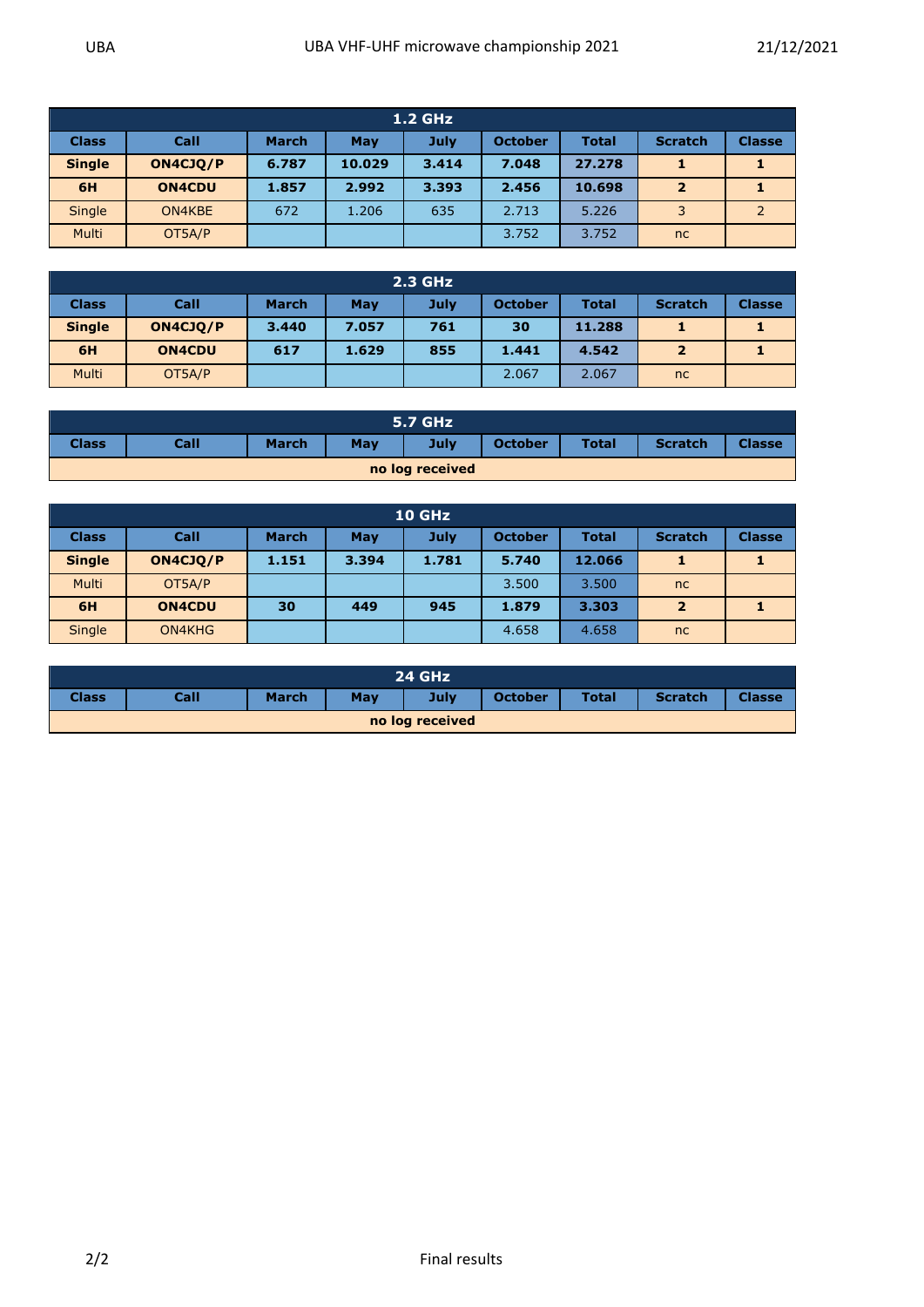### 1.2 GHz

| Class | Call | March | May | July | October | Total | Scratch | Classe |
|---|---|---|---|---|---|---|---|---|
| **Single** | **ON4CJQ/P** | **6.787** | **10.029** | **3.414** | **7.048** | **27.278** | **1** | **1** |
| **6H** | **ON4CDU** | **1.857** | **2.992** | **3.393** | **2.456** | **10.698** | **2** | **1** |
| Single | ON4KBE | 672 | 1.206 | 635 | 2.713 | 5.226 | 3 | 2 |
| Multi | OT5A/P | | | | 3.752 | 3.752 | nc | |

### 2.3 GHz

| Class | Call | March | May | July | October | Total | Scratch | Classe |
|---|---|---|---|---|---|---|---|---|
| **Single** | **ON4CJQ/P** | **3.440** | **7.057** | **761** | **30** | **11.288** | **1** | **1** |
| **6H** | **ON4CDU** | **617** | **1.629** | **855** | **1.441** | **4.542** | **2** | **1** |
| Multi | OT5A/P | | | | 2.067 | 2.067 | nc | |

### 5.7 GHz

| Class | Call | March | May | July | October | Total | Scratch | Classe |
|---|---|---|---|---|---|---|---|---|
| **no log received** | | | | | | | | |

### 10 GHz

| Class | Call | March | May | July | October | Total | Scratch | Classe |
|---|---|---|---|---|---|---|---|---|
| **Single** | **ON4CJQ/P** | **1.151** | **3.394** | **1.781** | **5.740** | **12.066** | **1** | **1** |
| Multi | OT5A/P | | | | 3.500 | 3.500 | nc | |
| **6H** | **ON4CDU** | **30** | **449** | **945** | **1.879** | **3.303** | **2** | **1** |
| Single | ON4KHG | | | | 4.658 | 4.658 | nc | |

### 24 GHz

| Class | Call | March | May | July | October | Total | Scratch | Classe |
|---|---|---|---|---|---|---|---|---|
| **no log received** | | | | | | | | |

Final results